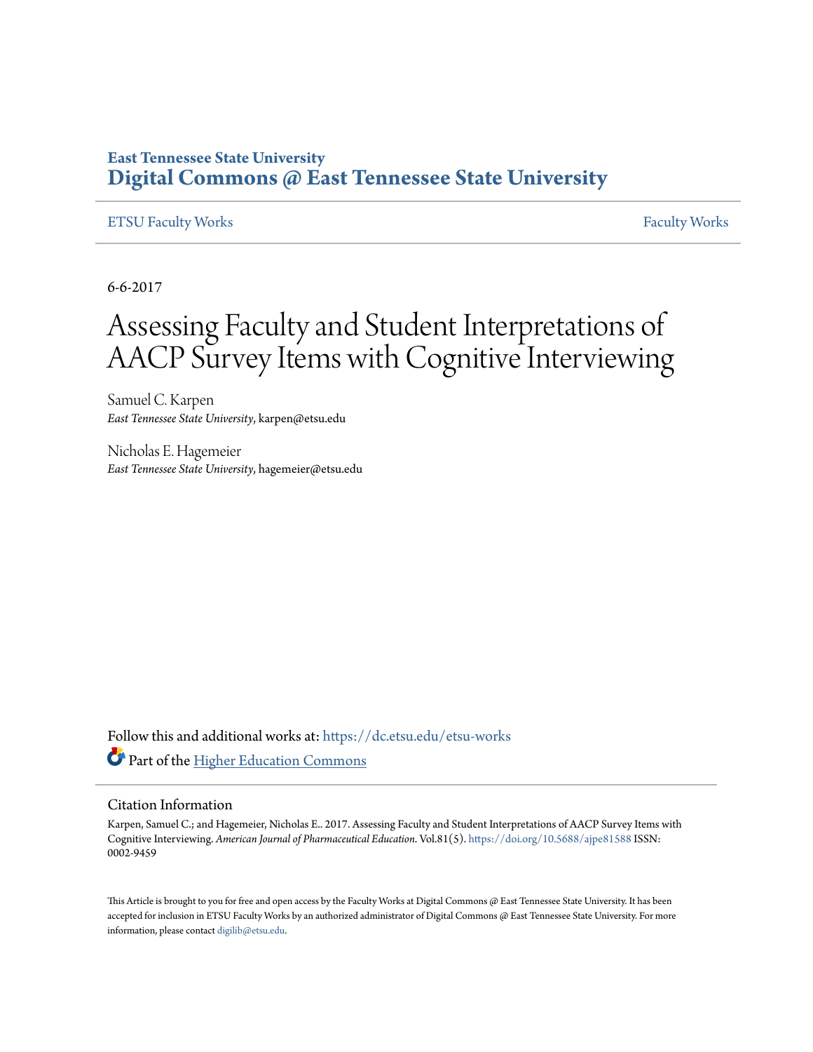East Tennessee State University
**Digital Commons @ East Tennessee State University**

ETSU Faculty Works | Faculty Works

6-6-2017

# Assessing Faculty and Student Interpretations of AACP Survey Items with Cognitive Interviewing

Samuel C. Karpen
*East Tennessee State University*, karpen@etsu.edu

Nicholas E. Hagemeier
*East Tennessee State University*, hagemeier@etsu.edu

Follow this and additional works at: https://dc.etsu.edu/etsu-works

Part of the Higher Education Commons

## Citation Information

Karpen, Samuel C.; and Hagemeier, Nicholas E.. 2017. Assessing Faculty and Student Interpretations of AACP Survey Items with Cognitive Interviewing. *American Journal of Pharmaceutical Education*. Vol.81(5). https://doi.org/10.5688/ajpe81588 ISSN: 0002-9459

This Article is brought to you for free and open access by the Faculty Works at Digital Commons @ East Tennessee State University. It has been accepted for inclusion in ETSU Faculty Works by an authorized administrator of Digital Commons @ East Tennessee State University. For more information, please contact digilib@etsu.edu.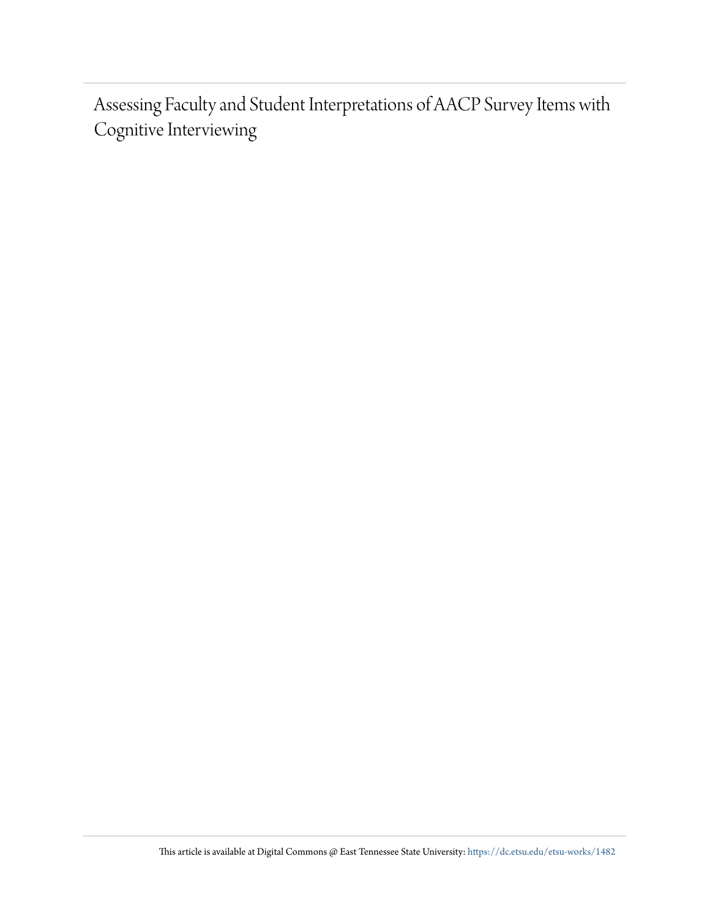# Assessing Faculty and Student Interpretations of AACP Survey Items with Cognitive Interviewing

This article is available at Digital Commons @ East Tennessee State University: https://dc.etsu.edu/etsu-works/1482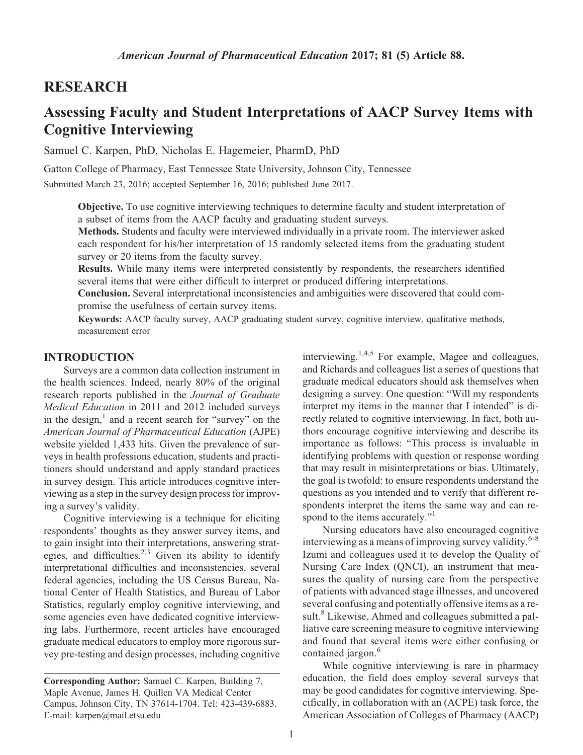## RESEARCH

# Assessing Faculty and Student Interpretations of AACP Survey Items with Cognitive Interviewing

Samuel C. Karpen, PhD, Nicholas E. Hagemeier, PharmD, PhD

Gatton College of Pharmacy, East Tennessee State University, Johnson City, Tennessee

Submitted March 23, 2016; accepted September 16, 2016; published June 2017.

> **Objective.** To use cognitive interviewing techniques to determine faculty and student interpretation of a subset of items from the AACP faculty and graduating student surveys.
>
> **Methods.** Students and faculty were interviewed individually in a private room. The interviewer asked each respondent for his/her interpretation of 15 randomly selected items from the graduating student survey or 20 items from the faculty survey.
>
> **Results.** While many items were interpreted consistently by respondents, the researchers identified several items that were either difficult to interpret or produced differing interpretations.
>
> **Conclusion.** Several interpretational inconsistencies and ambiguities were discovered that could compromise the usefulness of certain survey items.
>
> **Keywords:** AACP faculty survey, AACP graduating student survey, cognitive interview, qualitative methods, measurement error

## INTRODUCTION

Surveys are a common data collection instrument in the health sciences. Indeed, nearly 80% of the original research reports published in the *Journal of Graduate Medical Education* in 2011 and 2012 included surveys in the design,[1] and a recent search for "survey" on the *American Journal of Pharmaceutical Education* (AJPE) website yielded 1,433 hits. Given the prevalence of surveys in health professions education, students and practitioners should understand and apply standard practices in survey design. This article introduces cognitive interviewing as a step in the survey design process for improving a survey's validity.

Cognitive interviewing is a technique for eliciting respondents' thoughts as they answer survey items, and to gain insight into their interpretations, answering strategies, and difficulties.[2,3] Given its ability to identify interpretational difficulties and inconsistencies, several federal agencies, including the US Census Bureau, National Center of Health Statistics, and Bureau of Labor Statistics, regularly employ cognitive interviewing, and some agencies even have dedicated cognitive interviewing labs. Furthermore, recent articles have encouraged graduate medical educators to employ more rigorous survey pre-testing and design processes, including cognitive interviewing.[1,4,5] For example, Magee and colleagues, and Richards and colleagues list a series of questions that graduate medical educators should ask themselves when designing a survey. One question: "Will my respondents interpret my items in the manner that I intended" is directly related to cognitive interviewing. In fact, both authors encourage cognitive interviewing and describe its importance as follows: "This process is invaluable in identifying problems with question or response wording that may result in misinterpretations or bias. Ultimately, the goal is twofold: to ensure respondents understand the questions as you intended and to verify that different respondents interpret the items the same way and can respond to the items accurately."[1]

Nursing educators have also encouraged cognitive interviewing as a means of improving survey validity.[6-8] Izumi and colleagues used it to develop the Quality of Nursing Care Index (QNCI), an instrument that measures the quality of nursing care from the perspective of patients with advanced stage illnesses, and uncovered several confusing and potentially offensive items as a result.[8] Likewise, Ahmed and colleagues submitted a palliative care screening measure to cognitive interviewing and found that several items were either confusing or contained jargon.[6]

While cognitive interviewing is rare in pharmacy education, the field does employ several surveys that may be good candidates for cognitive interviewing. Specifically, in collaboration with an (ACPE) task force, the American Association of Colleges of Pharmacy (AACP)

---

**Corresponding Author:** Samuel C. Karpen, Building 7, Maple Avenue, James H. Quillen VA Medical Center Campus, Johnson City, TN 37614-1704. Tel: 423-439-6883. E-mail: karpen@mail.etsu.edu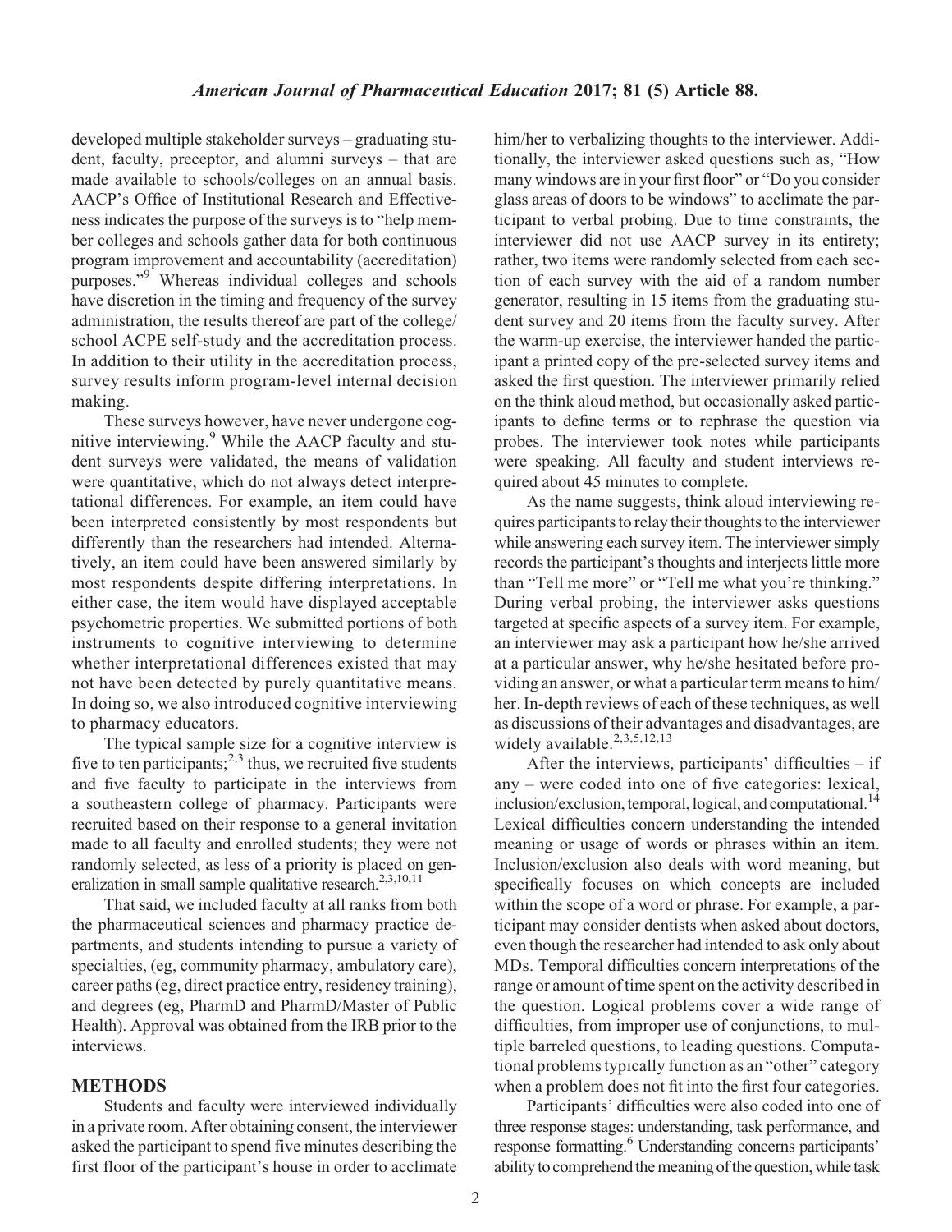developed multiple stakeholder surveys – graduating student, faculty, preceptor, and alumni surveys – that are made available to schools/colleges on an annual basis. AACP's Office of Institutional Research and Effectiveness indicates the purpose of the surveys is to "help member colleges and schools gather data for both continuous program improvement and accountability (accreditation) purposes."[9] Whereas individual colleges and schools have discretion in the timing and frequency of the survey administration, the results thereof are part of the college/school ACPE self-study and the accreditation process. In addition to their utility in the accreditation process, survey results inform program-level internal decision making.

These surveys however, have never undergone cognitive interviewing.[9] While the AACP faculty and student surveys were validated, the means of validation were quantitative, which do not always detect interpretational differences. For example, an item could have been interpreted consistently by most respondents but differently than the researchers had intended. Alternatively, an item could have been answered similarly by most respondents despite differing interpretations. In either case, the item would have displayed acceptable psychometric properties. We submitted portions of both instruments to cognitive interviewing to determine whether interpretational differences existed that may not have been detected by purely quantitative means. In doing so, we also introduced cognitive interviewing to pharmacy educators.

The typical sample size for a cognitive interview is five to ten participants;[2,3] thus, we recruited five students and five faculty to participate in the interviews from a southeastern college of pharmacy. Participants were recruited based on their response to a general invitation made to all faculty and enrolled students; they were not randomly selected, as less of a priority is placed on generalization in small sample qualitative research.[2,3,10,11]

That said, we included faculty at all ranks from both the pharmaceutical sciences and pharmacy practice departments, and students intending to pursue a variety of specialties, (eg, community pharmacy, ambulatory care), career paths (eg, direct practice entry, residency training), and degrees (eg, PharmD and PharmD/Master of Public Health). Approval was obtained from the IRB prior to the interviews.

## METHODS

Students and faculty were interviewed individually in a private room. After obtaining consent, the interviewer asked the participant to spend five minutes describing the first floor of the participant's house in order to acclimate him/her to verbalizing thoughts to the interviewer. Additionally, the interviewer asked questions such as, "How many windows are in your first floor" or "Do you consider glass areas of doors to be windows" to acclimate the participant to verbal probing. Due to time constraints, the interviewer did not use AACP survey in its entirety; rather, two items were randomly selected from each section of each survey with the aid of a random number generator, resulting in 15 items from the graduating student survey and 20 items from the faculty survey. After the warm-up exercise, the interviewer handed the participant a printed copy of the pre-selected survey items and asked the first question. The interviewer primarily relied on the think aloud method, but occasionally asked participants to define terms or to rephrase the question via probes. The interviewer took notes while participants were speaking. All faculty and student interviews required about 45 minutes to complete.

As the name suggests, think aloud interviewing requires participants to relay their thoughts to the interviewer while answering each survey item. The interviewer simply records the participant's thoughts and interjects little more than "Tell me more" or "Tell me what you're thinking." During verbal probing, the interviewer asks questions targeted at specific aspects of a survey item. For example, an interviewer may ask a participant how he/she arrived at a particular answer, why he/she hesitated before providing an answer, or what a particular term means to him/her. In-depth reviews of each of these techniques, as well as discussions of their advantages and disadvantages, are widely available.[2,3,5,12,13]

After the interviews, participants' difficulties – if any – were coded into one of five categories: lexical, inclusion/exclusion, temporal, logical, and computational.[14] Lexical difficulties concern understanding the intended meaning or usage of words or phrases within an item. Inclusion/exclusion also deals with word meaning, but specifically focuses on which concepts are included within the scope of a word or phrase. For example, a participant may consider dentists when asked about doctors, even though the researcher had intended to ask only about MDs. Temporal difficulties concern interpretations of the range or amount of time spent on the activity described in the question. Logical problems cover a wide range of difficulties, from improper use of conjunctions, to multiple barreled questions, to leading questions. Computational problems typically function as an "other" category when a problem does not fit into the first four categories.

Participants' difficulties were also coded into one of three response stages: understanding, task performance, and response formatting.[6] Understanding concerns participants' ability to comprehend the meaning of the question, while task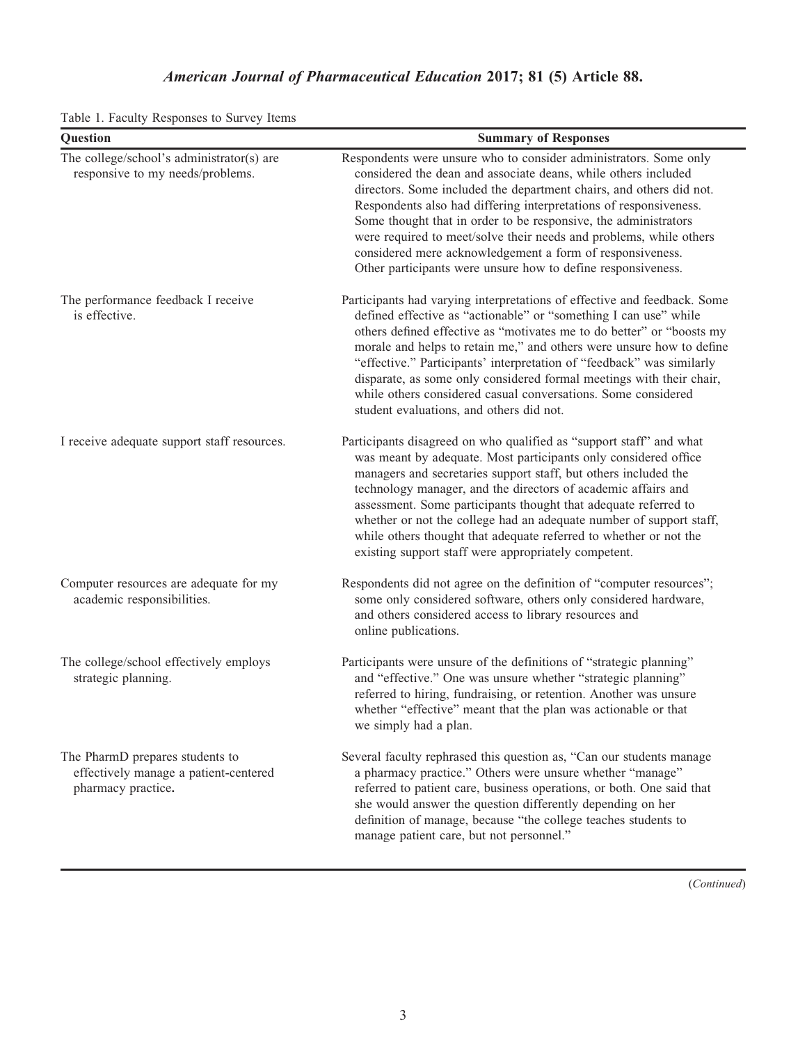Table 1. Faculty Responses to Survey Items

| Question | Summary of Responses |
| --- | --- |
| The college/school's administrator(s) are responsive to my needs/problems. | Respondents were unsure who to consider administrators. Some only considered the dean and associate deans, while others included directors. Some included the department chairs, and others did not. Respondents also had differing interpretations of responsiveness. Some thought that in order to be responsive, the administrators were required to meet/solve their needs and problems, while others considered mere acknowledgement a form of responsiveness. Other participants were unsure how to define responsiveness. |
| The performance feedback I receive is effective. | Participants had varying interpretations of effective and feedback. Some defined effective as "actionable" or "something I can use" while others defined effective as "motivates me to do better" or "boosts my morale and helps to retain me," and others were unsure how to define "effective." Participants' interpretation of "feedback" was similarly disparate, as some only considered formal meetings with their chair, while others considered casual conversations. Some considered student evaluations, and others did not. |
| I receive adequate support staff resources. | Participants disagreed on who qualified as "support staff" and what was meant by adequate. Most participants only considered office managers and secretaries support staff, but others included the technology manager, and the directors of academic affairs and assessment. Some participants thought that adequate referred to whether or not the college had an adequate number of support staff, while others thought that adequate referred to whether or not the existing support staff were appropriately competent. |
| Computer resources are adequate for my academic responsibilities. | Respondents did not agree on the definition of "computer resources"; some only considered software, others only considered hardware, and others considered access to library resources and online publications. |
| The college/school effectively employs strategic planning. | Participants were unsure of the definitions of "strategic planning" and "effective." One was unsure whether "strategic planning" referred to hiring, fundraising, or retention. Another was unsure whether "effective" meant that the plan was actionable or that we simply had a plan. |
| The PharmD prepares students to effectively manage a patient-centered pharmacy practice. | Several faculty rephrased this question as, "Can our students manage a pharmacy practice." Others were unsure whether "manage" referred to patient care, business operations, or both. One said that she would answer the question differently depending on her definition of manage, because "the college teaches students to manage patient care, but not personnel." |

(*Continued*)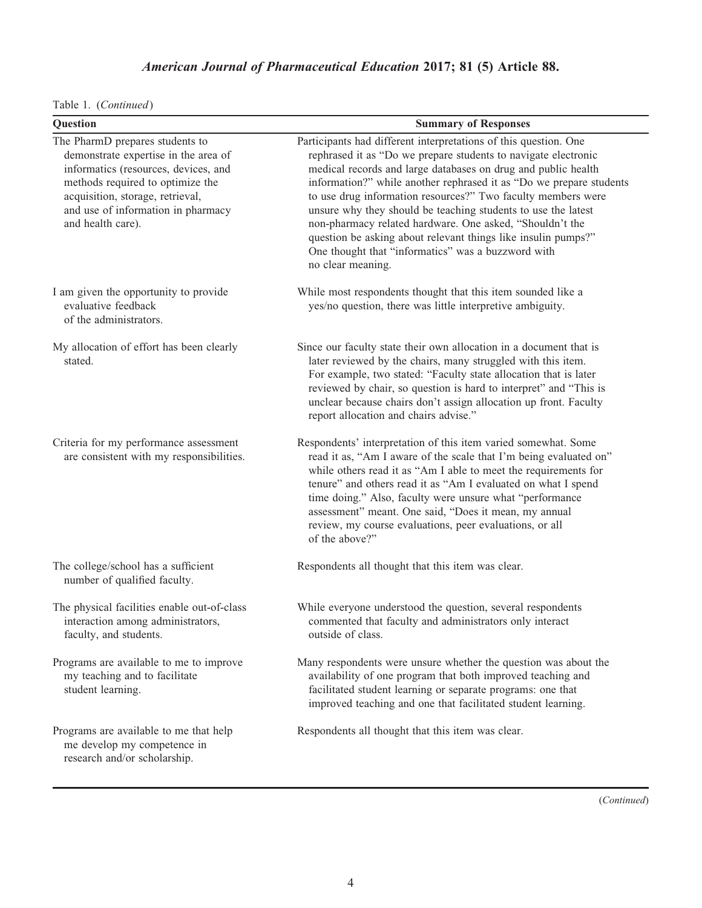Table 1. (*Continued*)

| Question | Summary of Responses |
| --- | --- |
| The PharmD prepares students to demonstrate expertise in the area of informatics (resources, devices, and methods required to optimize the acquisition, storage, retrieval, and use of information in pharmacy and health care). | Participants had different interpretations of this question. One rephrased it as "Do we prepare students to navigate electronic medical records and large databases on drug and public health information?" while another rephrased it as "Do we prepare students to use drug information resources?" Two faculty members were unsure why they should be teaching students to use the latest non-pharmacy related hardware. One asked, "Shouldn't the question be asking about relevant things like insulin pumps?" One thought that "informatics" was a buzzword with no clear meaning. |
| I am given the opportunity to provide evaluative feedback of the administrators. | While most respondents thought that this item sounded like a yes/no question, there was little interpretive ambiguity. |
| My allocation of effort has been clearly stated. | Since our faculty state their own allocation in a document that is later reviewed by the chairs, many struggled with this item. For example, two stated: "Faculty state allocation that is later reviewed by chair, so question is hard to interpret" and "This is unclear because chairs don't assign allocation up front. Faculty report allocation and chairs advise." |
| Criteria for my performance assessment are consistent with my responsibilities. | Respondents' interpretation of this item varied somewhat. Some read it as, "Am I aware of the scale that I'm being evaluated on" while others read it as "Am I able to meet the requirements for tenure" and others read it as "Am I evaluated on what I spend time doing." Also, faculty were unsure what "performance assessment" meant. One said, "Does it mean, my annual review, my course evaluations, peer evaluations, or all of the above?" |
| The college/school has a sufficient number of qualified faculty. | Respondents all thought that this item was clear. |
| The physical facilities enable out-of-class interaction among administrators, faculty, and students. | While everyone understood the question, several respondents commented that faculty and administrators only interact outside of class. |
| Programs are available to me to improve my teaching and to facilitate student learning. | Many respondents were unsure whether the question was about the availability of one program that both improved teaching and facilitated student learning or separate programs: one that improved teaching and one that facilitated student learning. |
| Programs are available to me that help me develop my competence in research and/or scholarship. | Respondents all thought that this item was clear. |

(*Continued*)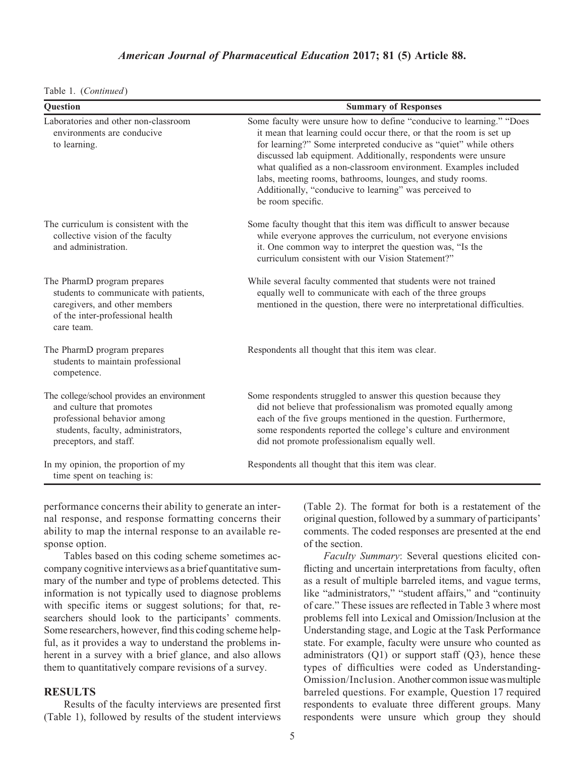Table 1. (*Continued*)

| Question | Summary of Responses |
|---|---|
| Laboratories and other non-classroom environments are conducive to learning. | Some faculty were unsure how to define "conducive to learning." "Does it mean that learning could occur there, or that the room is set up for learning?" Some interpreted conducive as "quiet" while others discussed lab equipment. Additionally, respondents were unsure what qualified as a non-classroom environment. Examples included labs, meeting rooms, bathrooms, lounges, and study rooms. Additionally, "conducive to learning" was perceived to be room specific. |
| The curriculum is consistent with the collective vision of the faculty and administration. | Some faculty thought that this item was difficult to answer because while everyone approves the curriculum, not everyone envisions it. One common way to interpret the question was, "Is the curriculum consistent with our Vision Statement?" |
| The PharmD program prepares students to communicate with patients, caregivers, and other members of the inter-professional health care team. | While several faculty commented that students were not trained equally well to communicate with each of the three groups mentioned in the question, there were no interpretational difficulties. |
| The PharmD program prepares students to maintain professional competence. | Respondents all thought that this item was clear. |
| The college/school provides an environment and culture that promotes professional behavior among students, faculty, administrators, preceptors, and staff. | Some respondents struggled to answer this question because they did not believe that professionalism was promoted equally among each of the five groups mentioned in the question. Furthermore, some respondents reported the college's culture and environment did not promote professionalism equally well. |
| In my opinion, the proportion of my time spent on teaching is: | Respondents all thought that this item was clear. |

performance concerns their ability to generate an internal response, and response formatting concerns their ability to map the internal response to an available response option.

Tables based on this coding scheme sometimes accompany cognitive interviews as a brief quantitative summary of the number and type of problems detected. This information is not typically used to diagnose problems with specific items or suggest solutions; for that, researchers should look to the participants' comments. Some researchers, however, find this coding scheme helpful, as it provides a way to understand the problems inherent in a survey with a brief glance, and also allows them to quantitatively compare revisions of a survey.

## RESULTS

Results of the faculty interviews are presented first (Table 1), followed by results of the student interviews (Table 2). The format for both is a restatement of the original question, followed by a summary of participants' comments. The coded responses are presented at the end of the section.

*Faculty Summary*: Several questions elicited conflicting and uncertain interpretations from faculty, often as a result of multiple barreled items, and vague terms, like "administrators," "student affairs," and "continuity of care." These issues are reflected in Table 3 where most problems fell into Lexical and Omission/Inclusion at the Understanding stage, and Logic at the Task Performance state. For example, faculty were unsure who counted as administrators (Q1) or support staff (Q3), hence these types of difficulties were coded as Understanding-Omission/Inclusion. Another common issue was multiple barreled questions. For example, Question 17 required respondents to evaluate three different groups. Many respondents were unsure which group they should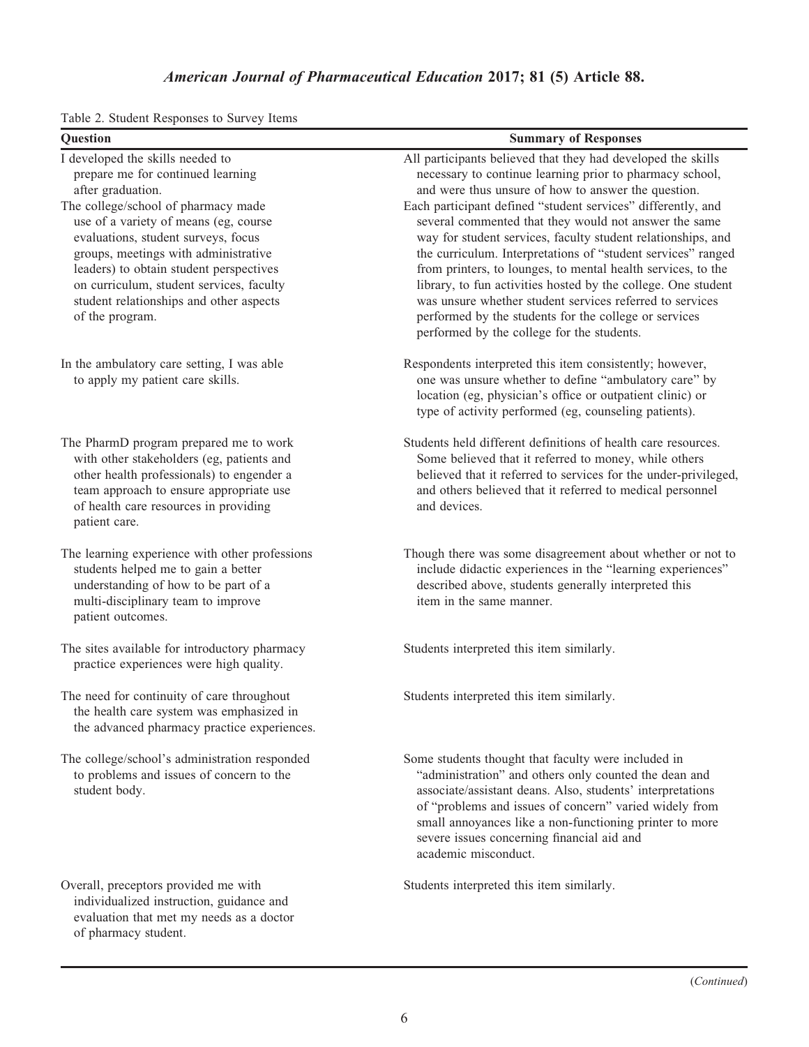Table 2. Student Responses to Survey Items

| Question | Summary of Responses |
| --- | --- |
| I developed the skills needed to prepare me for continued learning after graduation. | All participants believed that they had developed the skills necessary to continue learning prior to pharmacy school, and were thus unsure of how to answer the question. |
| The college/school of pharmacy made use of a variety of means (eg, course evaluations, student surveys, focus groups, meetings with administrative leaders) to obtain student perspectives on curriculum, student services, faculty student relationships and other aspects of the program. | Each participant defined "student services" differently, and several commented that they would not answer the same way for student services, faculty student relationships, and the curriculum. Interpretations of "student services" ranged from printers, to lounges, to mental health services, to the library, to fun activities hosted by the college. One student was unsure whether student services referred to services performed by the students for the college or services performed by the college for the students. |
| In the ambulatory care setting, I was able to apply my patient care skills. | Respondents interpreted this item consistently; however, one was unsure whether to define "ambulatory care" by location (eg, physician's office or outpatient clinic) or type of activity performed (eg, counseling patients). |
| The PharmD program prepared me to work with other stakeholders (eg, patients and other health professionals) to engender a team approach to ensure appropriate use of health care resources in providing patient care. | Students held different definitions of health care resources. Some believed that it referred to money, while others believed that it referred to services for the under-privileged, and others believed that it referred to medical personnel and devices. |
| The learning experience with other professions students helped me to gain a better understanding of how to be part of a multi-disciplinary team to improve patient outcomes. | Though there was some disagreement about whether or not to include didactic experiences in the "learning experiences" described above, students generally interpreted this item in the same manner. |
| The sites available for introductory pharmacy practice experiences were high quality. | Students interpreted this item similarly. |
| The need for continuity of care throughout the health care system was emphasized in the advanced pharmacy practice experiences. | Students interpreted this item similarly. |
| The college/school's administration responded to problems and issues of concern to the student body. | Some students thought that faculty were included in "administration" and others only counted the dean and associate/assistant deans. Also, students' interpretations of "problems and issues of concern" varied widely from small annoyances like a non-functioning printer to more severe issues concerning financial aid and academic misconduct. |
| Overall, preceptors provided me with individualized instruction, guidance and evaluation that met my needs as a doctor of pharmacy student. | Students interpreted this item similarly. |

(*Continued*)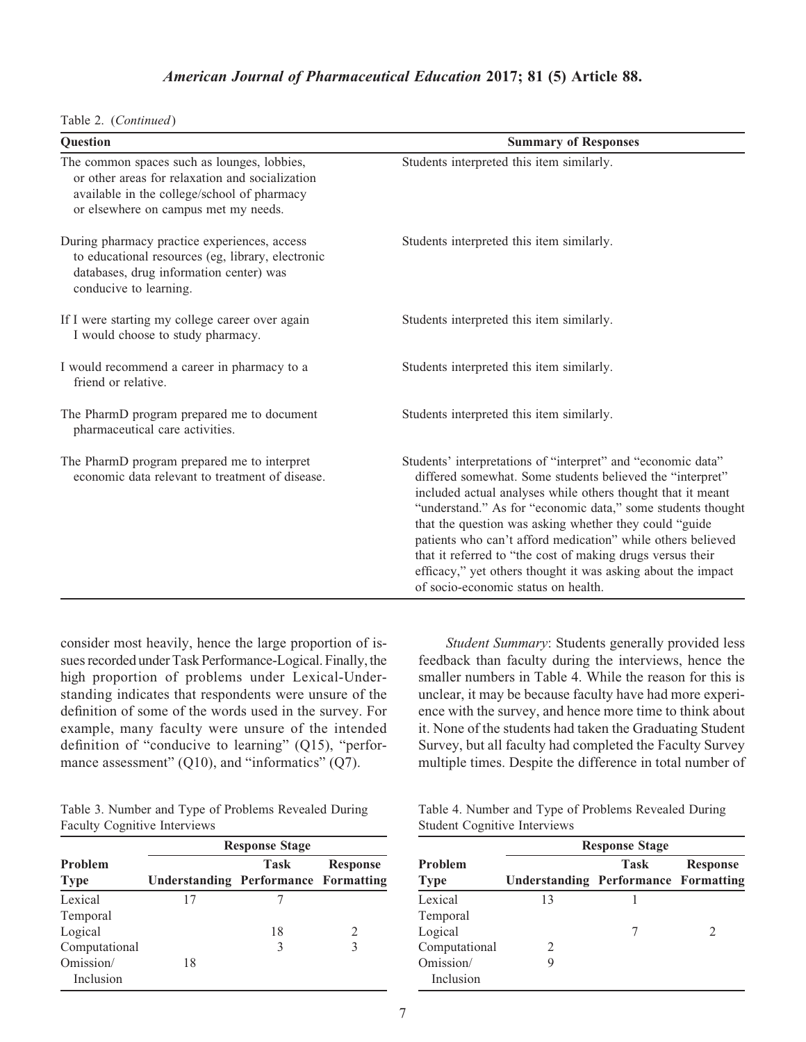Table 2. (*Continued*)

| Question | Summary of Responses |
| --- | --- |
| The common spaces such as lounges, lobbies, or other areas for relaxation and socialization available in the college/school of pharmacy or elsewhere on campus met my needs. | Students interpreted this item similarly. |
| During pharmacy practice experiences, access to educational resources (eg, library, electronic databases, drug information center) was conducive to learning. | Students interpreted this item similarly. |
| If I were starting my college career over again I would choose to study pharmacy. | Students interpreted this item similarly. |
| I would recommend a career in pharmacy to a friend or relative. | Students interpreted this item similarly. |
| The PharmD program prepared me to document pharmaceutical care activities. | Students interpreted this item similarly. |
| The PharmD program prepared me to interpret economic data relevant to treatment of disease. | Students' interpretations of "interpret" and "economic data" differed somewhat. Some students believed the "interpret" included actual analyses while others thought that it meant "understand." As for "economic data," some students thought that the question was asking whether they could "guide patients who can't afford medication" while others believed that it referred to "the cost of making drugs versus their efficacy," yet others thought it was asking about the impact of socio-economic status on health. |

consider most heavily, hence the large proportion of issues recorded under Task Performance-Logical. Finally, the high proportion of problems under Lexical-Understanding indicates that respondents were unsure of the definition of some of the words used in the survey. For example, many faculty were unsure of the intended definition of "conducive to learning" (Q15), "performance assessment" (Q10), and "informatics" (Q7).

Table 3. Number and Type of Problems Revealed During Faculty Cognitive Interviews

| Problem Type | Response Stage | | |
| --- | --- | --- | --- |
| | Understanding | Task Performance | Response Formatting |
| Lexical | 17 | 7 | |
| Temporal | | | |
| Logical | | 18 | 2 |
| Computational | | 3 | 3 |
| Omission/ Inclusion | 18 | | |

*Student Summary*: Students generally provided less feedback than faculty during the interviews, hence the smaller numbers in Table 4. While the reason for this is unclear, it may be because faculty have had more experience with the survey, and hence more time to think about it. None of the students had taken the Graduating Student Survey, but all faculty had completed the Faculty Survey multiple times. Despite the difference in total number of

Table 4. Number and Type of Problems Revealed During Student Cognitive Interviews

| Problem Type | Response Stage | | |
| --- | --- | --- | --- |
| | Understanding | Task Performance | Response Formatting |
| Lexical | 13 | 1 | |
| Temporal | | | |
| Logical | | 7 | 2 |
| Computational | 2 | | |
| Omission/ Inclusion | 9 | | |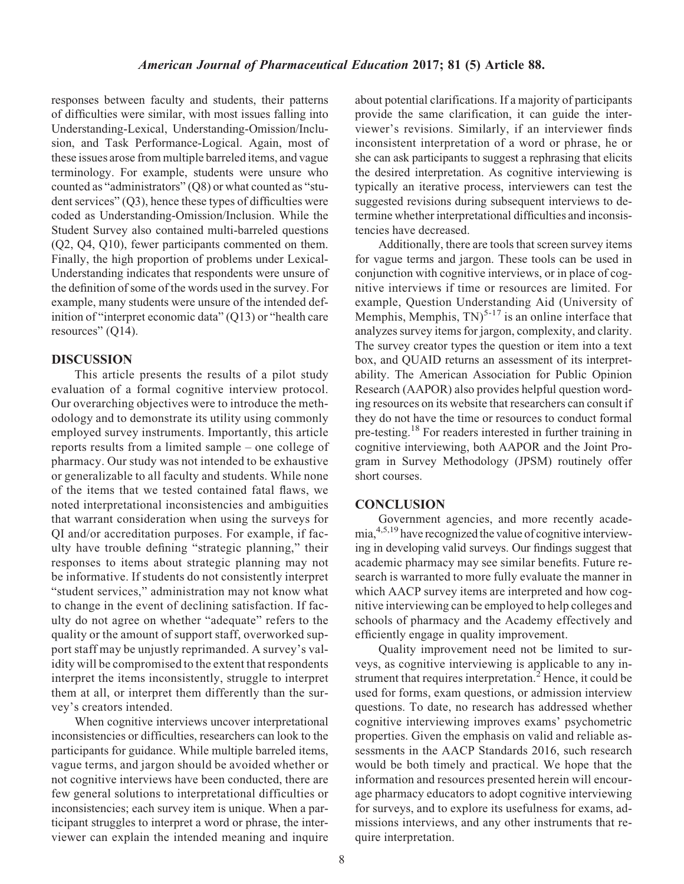responses between faculty and students, their patterns of difficulties were similar, with most issues falling into Understanding-Lexical, Understanding-Omission/Inclusion, and Task Performance-Logical. Again, most of these issues arose from multiple barreled items, and vague terminology. For example, students were unsure who counted as "administrators" (Q8) or what counted as "student services" (Q3), hence these types of difficulties were coded as Understanding-Omission/Inclusion. While the Student Survey also contained multi-barreled questions (Q2, Q4, Q10), fewer participants commented on them. Finally, the high proportion of problems under Lexical-Understanding indicates that respondents were unsure of the definition of some of the words used in the survey. For example, many students were unsure of the intended definition of "interpret economic data" (Q13) or "health care resources" (Q14).

## DISCUSSION

This article presents the results of a pilot study evaluation of a formal cognitive interview protocol. Our overarching objectives were to introduce the methodology and to demonstrate its utility using commonly employed survey instruments. Importantly, this article reports results from a limited sample – one college of pharmacy. Our study was not intended to be exhaustive or generalizable to all faculty and students. While none of the items that we tested contained fatal flaws, we noted interpretational inconsistencies and ambiguities that warrant consideration when using the surveys for QI and/or accreditation purposes. For example, if faculty have trouble defining "strategic planning," their responses to items about strategic planning may not be informative. If students do not consistently interpret "student services," administration may not know what to change in the event of declining satisfaction. If faculty do not agree on whether "adequate" refers to the quality or the amount of support staff, overworked support staff may be unjustly reprimanded. A survey's validity will be compromised to the extent that respondents interpret the items inconsistently, struggle to interpret them at all, or interpret them differently than the survey's creators intended.

When cognitive interviews uncover interpretational inconsistencies or difficulties, researchers can look to the participants for guidance. While multiple barreled items, vague terms, and jargon should be avoided whether or not cognitive interviews have been conducted, there are few general solutions to interpretational difficulties or inconsistencies; each survey item is unique. When a participant struggles to interpret a word or phrase, the interviewer can explain the intended meaning and inquire about potential clarifications. If a majority of participants provide the same clarification, it can guide the interviewer's revisions. Similarly, if an interviewer finds inconsistent interpretation of a word or phrase, he or she can ask participants to suggest a rephrasing that elicits the desired interpretation. As cognitive interviewing is typically an iterative process, interviewers can test the suggested revisions during subsequent interviews to determine whether interpretational difficulties and inconsistencies have decreased.

Additionally, there are tools that screen survey items for vague terms and jargon. These tools can be used in conjunction with cognitive interviews, or in place of cognitive interviews if time or resources are limited. For example, Question Understanding Aid (University of Memphis, Memphis, TN)[5-17] is an online interface that analyzes survey items for jargon, complexity, and clarity. The survey creator types the question or item into a text box, and QUAID returns an assessment of its interpretability. The American Association for Public Opinion Research (AAPOR) also provides helpful question wording resources on its website that researchers can consult if they do not have the time or resources to conduct formal pre-testing.[18] For readers interested in further training in cognitive interviewing, both AAPOR and the Joint Program in Survey Methodology (JPSM) routinely offer short courses.

## CONCLUSION

Government agencies, and more recently academia,[4,5,19] have recognized the value of cognitive interviewing in developing valid surveys. Our findings suggest that academic pharmacy may see similar benefits. Future research is warranted to more fully evaluate the manner in which AACP survey items are interpreted and how cognitive interviewing can be employed to help colleges and schools of pharmacy and the Academy effectively and efficiently engage in quality improvement.

Quality improvement need not be limited to surveys, as cognitive interviewing is applicable to any instrument that requires interpretation.[2] Hence, it could be used for forms, exam questions, or admission interview questions. To date, no research has addressed whether cognitive interviewing improves exams' psychometric properties. Given the emphasis on valid and reliable assessments in the AACP Standards 2016, such research would be both timely and practical. We hope that the information and resources presented herein will encourage pharmacy educators to adopt cognitive interviewing for surveys, and to explore its usefulness for exams, admissions interviews, and any other instruments that require interpretation.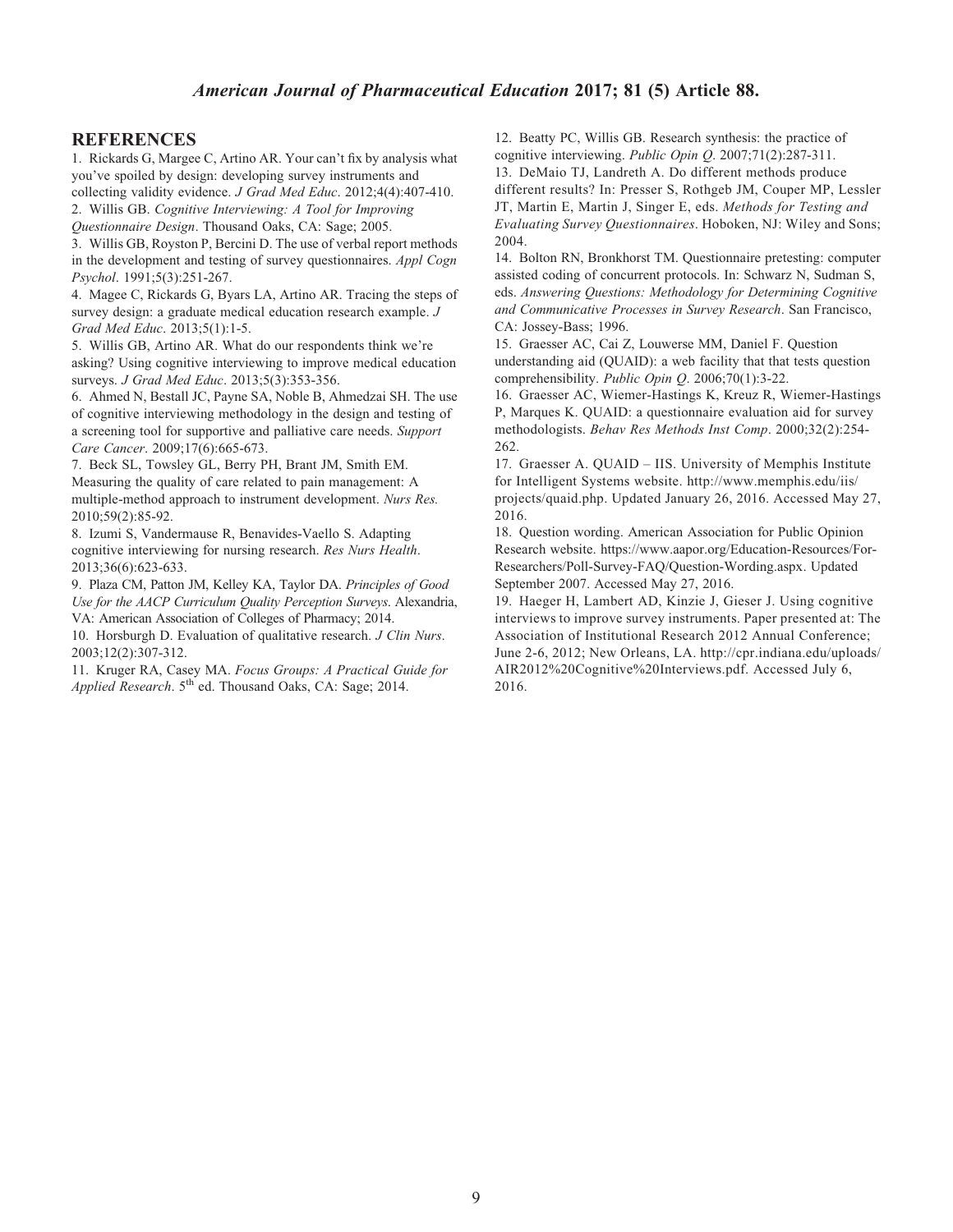## REFERENCES

1. Rickards G, Margee C, Artino AR. Your can't fix by analysis what you've spoiled by design: developing survey instruments and collecting validity evidence. *J Grad Med Educ*. 2012;4(4):407-410.
2. Willis GB. *Cognitive Interviewing: A Tool for Improving Questionnaire Design*. Thousand Oaks, CA: Sage; 2005.
3. Willis GB, Royston P, Bercini D. The use of verbal report methods in the development and testing of survey questionnaires. *Appl Cogn Psychol*. 1991;5(3):251-267.
4. Magee C, Rickards G, Byars LA, Artino AR. Tracing the steps of survey design: a graduate medical education research example. *J Grad Med Educ*. 2013;5(1):1-5.
5. Willis GB, Artino AR. What do our respondents think we're asking? Using cognitive interviewing to improve medical education surveys. *J Grad Med Educ*. 2013;5(3):353-356.
6. Ahmed N, Bestall JC, Payne SA, Noble B, Ahmedzai SH. The use of cognitive interviewing methodology in the design and testing of a screening tool for supportive and palliative care needs. *Support Care Cancer*. 2009;17(6):665-673.
7. Beck SL, Towsley GL, Berry PH, Brant JM, Smith EM. Measuring the quality of care related to pain management: A multiple-method approach to instrument development. *Nurs Res.* 2010;59(2):85-92.
8. Izumi S, Vandermause R, Benavides-Vaello S. Adapting cognitive interviewing for nursing research. *Res Nurs Health*. 2013;36(6):623-633.
9. Plaza CM, Patton JM, Kelley KA, Taylor DA. *Principles of Good Use for the AACP Curriculum Quality Perception Surveys*. Alexandria, VA: American Association of Colleges of Pharmacy; 2014.
10. Horsburgh D. Evaluation of qualitative research. *J Clin Nurs*. 2003;12(2):307-312.
11. Kruger RA, Casey MA. *Focus Groups: A Practical Guide for Applied Research*. 5th ed. Thousand Oaks, CA: Sage; 2014.
12. Beatty PC, Willis GB. Research synthesis: the practice of cognitive interviewing. *Public Opin Q*. 2007;71(2):287-311.
13. DeMaio TJ, Landreth A. Do different methods produce different results? In: Presser S, Rothgeb JM, Couper MP, Lessler JT, Martin E, Martin J, Singer E, eds. *Methods for Testing and Evaluating Survey Questionnaires*. Hoboken, NJ: Wiley and Sons; 2004.
14. Bolton RN, Bronkhorst TM. Questionnaire pretesting: computer assisted coding of concurrent protocols. In: Schwarz N, Sudman S, eds. *Answering Questions: Methodology for Determining Cognitive and Communicative Processes in Survey Research*. San Francisco, CA: Jossey-Bass; 1996.
15. Graesser AC, Cai Z, Louwerse MM, Daniel F. Question understanding aid (QUAID): a web facility that that tests question comprehensibility. *Public Opin Q*. 2006;70(1):3-22.
16. Graesser AC, Wiemer-Hastings K, Kreuz R, Wiemer-Hastings P, Marques K. QUAID: a questionnaire evaluation aid for survey methodologists. *Behav Res Methods Inst Comp*. 2000;32(2):254-262.
17. Graesser A. QUAID – IIS. University of Memphis Institute for Intelligent Systems website. http://www.memphis.edu/iis/projects/quaid.php. Updated January 26, 2016. Accessed May 27, 2016.
18. Question wording. American Association for Public Opinion Research website. https://www.aapor.org/Education-Resources/For-Researchers/Poll-Survey-FAQ/Question-Wording.aspx. Updated September 2007. Accessed May 27, 2016.
19. Haeger H, Lambert AD, Kinzie J, Gieser J. Using cognitive interviews to improve survey instruments. Paper presented at: The Association of Institutional Research 2012 Annual Conference; June 2-6, 2012; New Orleans, LA. http://cpr.indiana.edu/uploads/AIR2012%20Cognitive%20Interviews.pdf. Accessed July 6, 2016.